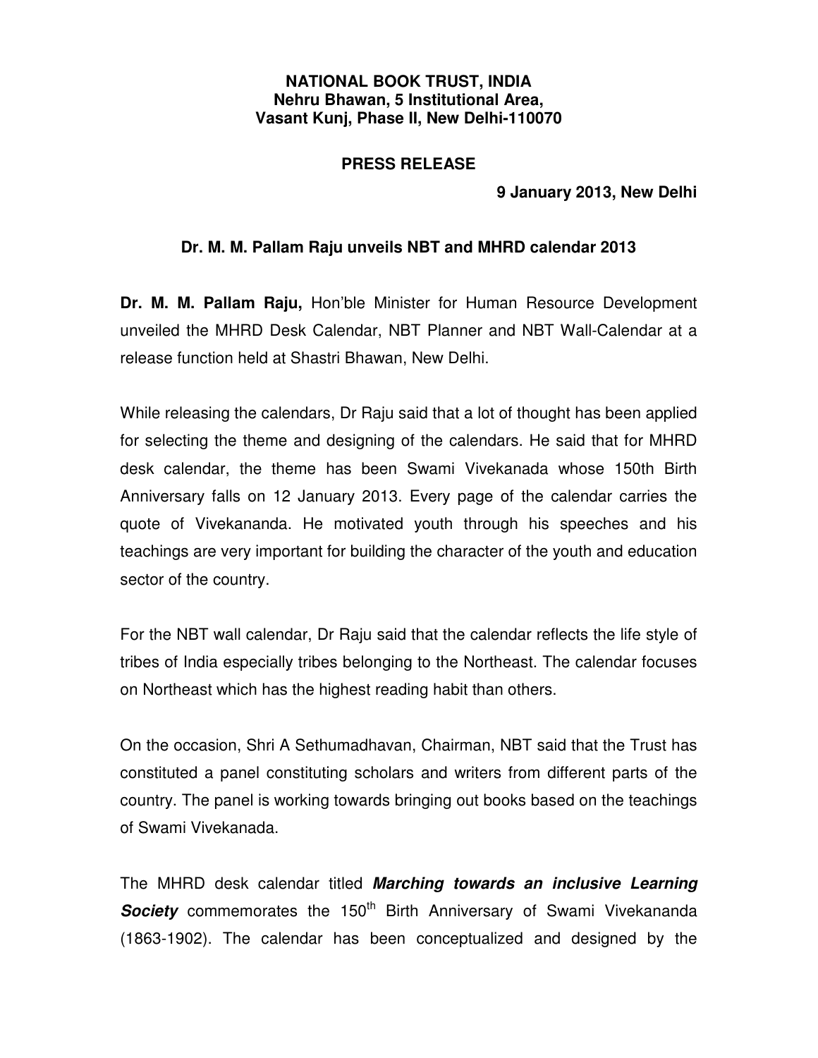**NATIONAL BOOK TRUST, INDIA**
**Nehru Bhawan, 5 Institutional Area,**
**Vasant Kunj, Phase II, New Delhi-110070**

## PRESS RELEASE

**9 January 2013, New Delhi**

### Dr. M. M. Pallam Raju unveils NBT and MHRD calendar 2013

**Dr. M. M. Pallam Raju,** Hon'ble Minister for Human Resource Development unveiled the MHRD Desk Calendar, NBT Planner and NBT Wall-Calendar at a release function held at Shastri Bhawan, New Delhi.

While releasing the calendars, Dr Raju said that a lot of thought has been applied for selecting the theme and designing of the calendars. He said that for MHRD desk calendar, the theme has been Swami Vivekanada whose 150th Birth Anniversary falls on 12 January 2013. Every page of the calendar carries the quote of Vivekananda. He motivated youth through his speeches and his teachings are very important for building the character of the youth and education sector of the country.

For the NBT wall calendar, Dr Raju said that the calendar reflects the life style of tribes of India especially tribes belonging to the Northeast. The calendar focuses on Northeast which has the highest reading habit than others.

On the occasion, Shri A Sethumadhavan, Chairman, NBT said that the Trust has constituted a panel constituting scholars and writers from different parts of the country. The panel is working towards bringing out books based on the teachings of Swami Vivekanada.

The MHRD desk calendar titled ***Marching towards an inclusive Learning Society*** commemorates the 150th Birth Anniversary of Swami Vivekananda (1863-1902). The calendar has been conceptualized and designed by the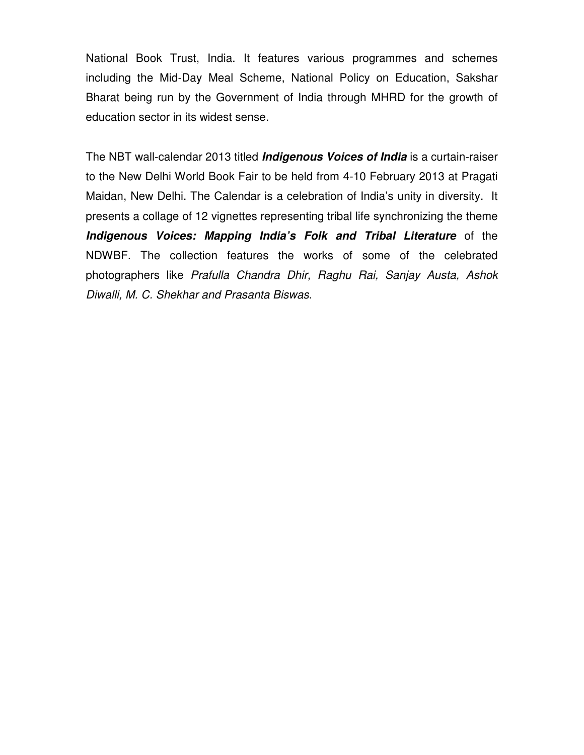National Book Trust, India. It features various programmes and schemes including the Mid-Day Meal Scheme, National Policy on Education, Sakshar Bharat being run by the Government of India through MHRD for the growth of education sector in its widest sense.

The NBT wall-calendar 2013 titled ***Indigenous Voices of India*** is a curtain-raiser to the New Delhi World Book Fair to be held from 4-10 February 2013 at Pragati Maidan, New Delhi. The Calendar is a celebration of India's unity in diversity. It presents a collage of 12 vignettes representing tribal life synchronizing the theme ***Indigenous Voices: Mapping India's Folk and Tribal Literature*** of the NDWBF. The collection features the works of some of the celebrated photographers like *Prafulla Chandra Dhir, Raghu Rai, Sanjay Austa, Ashok Diwalli, M. C. Shekhar and Prasanta Biswas*.